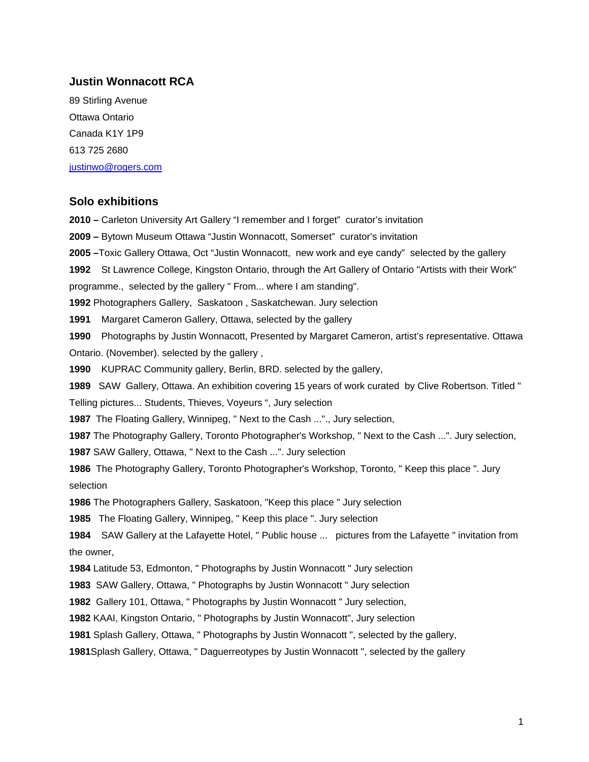## Justin Wonnacott RCA

89 Stirling Avenue

Ottawa Ontario

Canada K1Y 1P9

613 725 2680

justinwo@rogers.com

## Solo exhibitions

**2010 –** Carleton University Art Gallery “I remember and I forget” curator’s invitation

**2009 –** Bytown Museum Ottawa “Justin Wonnacott, Somerset” curator’s invitation

**2005 –**Toxic Gallery Ottawa, Oct “Justin Wonnacott, new work and eye candy” selected by the gallery

**1992** St Lawrence College, Kingston Ontario, through the Art Gallery of Ontario "Artists with their Work" programme., selected by the gallery " From... where I am standing".

**1992** Photographers Gallery, Saskatoon , Saskatchewan. Jury selection

**1991** Margaret Cameron Gallery, Ottawa, selected by the gallery

**1990** Photographs by Justin Wonnacott, Presented by Margaret Cameron, artist’s representative. Ottawa Ontario. (November). selected by the gallery ,

**1990** KUPRAC Community gallery, Berlin, BRD. selected by the gallery,

**1989** SAW Gallery, Ottawa. An exhibition covering 15 years of work curated by Clive Robertson. Titled " Telling pictures... Students, Thieves, Voyeurs “, Jury selection

**1987** The Floating Gallery, Winnipeg, " Next to the Cash ...".,  Jury selection,

**1987** The Photography Gallery, Toronto Photographer's Workshop, " Next to the Cash ...". Jury selection,

**1987** SAW Gallery, Ottawa, " Next to the Cash ...". Jury selection

**1986** The Photography Gallery, Toronto Photographer's Workshop, Toronto, " Keep this place ". Jury selection

**1986** The Photographers Gallery, Saskatoon, "Keep this place " Jury selection

**1985** The Floating Gallery, Winnipeg, " Keep this place ". Jury selection

**1984** SAW Gallery at the Lafayette Hotel, " Public house ... pictures from the Lafayette " invitation from the owner,

**1984** Latitude 53, Edmonton, " Photographs by Justin Wonnacott " Jury selection

**1983** SAW Gallery, Ottawa, " Photographs by Justin Wonnacott " Jury selection

**1982** Gallery 101, Ottawa, " Photographs by Justin Wonnacott " Jury selection,

**1982** KAAI, Kingston Ontario, " Photographs by Justin Wonnacott", Jury selection

**1981** Splash Gallery, Ottawa, " Photographs by Justin Wonnacott ", selected by the gallery,

**1981**Splash Gallery, Ottawa, " Daguerreotypes by Justin Wonnacott ", selected by the gallery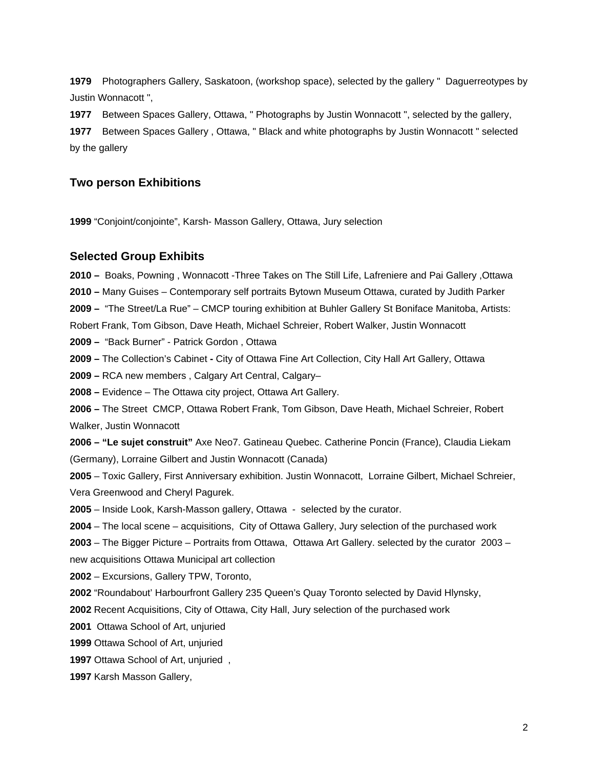**1979** Photographers Gallery, Saskatoon, (workshop space), selected by the gallery " Daguerreotypes by Justin Wonnacott ",

**1977** Between Spaces Gallery, Ottawa, " Photographs by Justin Wonnacott ", selected by the gallery,

**1977** Between Spaces Gallery , Ottawa, " Black and white photographs by Justin Wonnacott " selected by the gallery

## Two person Exhibitions

**1999** "Conjoint/conjointe", Karsh- Masson Gallery, Ottawa, Jury selection

## Selected Group Exhibits

**2010 –** Boaks, Powning , Wonnacott -Three Takes on The Still Life, Lafreniere and Pai Gallery ,Ottawa

**2010 –** Many Guises – Contemporary self portraits Bytown Museum Ottawa, curated by Judith Parker

**2009 –** "The Street/La Rue" – CMCP touring exhibition at Buhler Gallery St Boniface Manitoba, Artists: Robert Frank, Tom Gibson, Dave Heath, Michael Schreier, Robert Walker, Justin Wonnacott

**2009 –** "Back Burner" - Patrick Gordon , Ottawa

**2009 –** The Collection's Cabinet **-** City of Ottawa Fine Art Collection, City Hall Art Gallery, Ottawa

**2009 –** RCA new members , Calgary Art Central, Calgary–

**2008 –** Evidence – The Ottawa city project, Ottawa Art Gallery.

**2006 –** The Street CMCP, Ottawa Robert Frank, Tom Gibson, Dave Heath, Michael Schreier, Robert Walker, Justin Wonnacott

**2006 – "Le sujet construit"** Axe Neo7. Gatineau Quebec. Catherine Poncin (France), Claudia Liekam (Germany), Lorraine Gilbert and Justin Wonnacott (Canada)

**2005** – Toxic Gallery, First Anniversary exhibition. Justin Wonnacott, Lorraine Gilbert, Michael Schreier, Vera Greenwood and Cheryl Pagurek.

**2005** – Inside Look, Karsh-Masson gallery, Ottawa - selected by the curator.

**2004** – The local scene – acquisitions, City of Ottawa Gallery, Jury selection of the purchased work

**2003** – The Bigger Picture – Portraits from Ottawa, Ottawa Art Gallery. selected by the curator 2003 – new acquisitions Ottawa Municipal art collection

**2002** – Excursions, Gallery TPW, Toronto,

**2002** "Roundabout' Harbourfront Gallery 235 Queen's Quay Toronto selected by David Hlynsky,

**2002** Recent Acquisitions, City of Ottawa, City Hall, Jury selection of the purchased work

**2001** Ottawa School of Art, unjuried

**1999** Ottawa School of Art, unjuried

**1997** Ottawa School of Art, unjuried ,

**1997** Karsh Masson Gallery,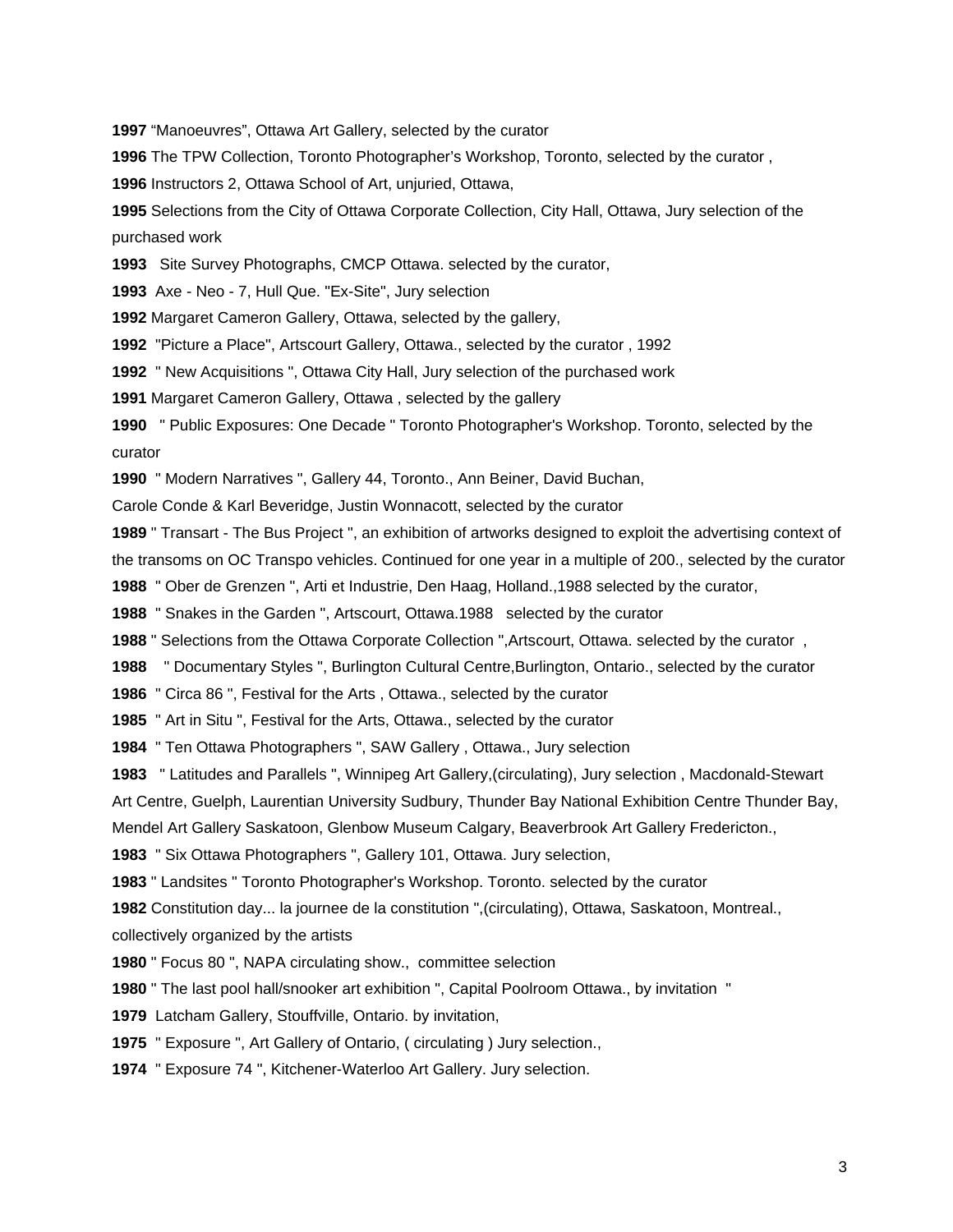**1997** “Manoeuvres”, Ottawa Art Gallery, selected by the curator

**1996** The TPW Collection, Toronto Photographer’s Workshop, Toronto, selected by the curator ,

**1996** Instructors 2, Ottawa School of Art, unjuried, Ottawa,

**1995** Selections from the City of Ottawa Corporate Collection, City Hall, Ottawa, Jury selection of the purchased work

**1993** Site Survey Photographs, CMCP Ottawa. selected by the curator,

**1993** Axe - Neo - 7, Hull Que. "Ex-Site", Jury selection

**1992** Margaret Cameron Gallery, Ottawa, selected by the gallery,

**1992** "Picture a Place", Artscourt Gallery, Ottawa., selected by the curator , 1992

**1992** " New Acquisitions ", Ottawa City Hall, Jury selection of the purchased work

**1991** Margaret Cameron Gallery, Ottawa , selected by the gallery

**1990** " Public Exposures: One Decade " Toronto Photographer's Workshop. Toronto, selected by the curator

**1990** " Modern Narratives ", Gallery 44, Toronto., Ann Beiner, David Buchan, Carole Conde & Karl Beveridge, Justin Wonnacott, selected by the curator

**1989** " Transart - The Bus Project ", an exhibition of artworks designed to exploit the advertising context of the transoms on OC Transpo vehicles. Continued for one year in a multiple of 200., selected by the curator

**1988** " Ober de Grenzen ", Arti et Industrie, Den Haag, Holland.,1988 selected by the curator,

**1988** " Snakes in the Garden ", Artscourt, Ottawa.1988 selected by the curator

**1988** " Selections from the Ottawa Corporate Collection ",Artscourt, Ottawa. selected by the curator ,

**1988** " Documentary Styles ", Burlington Cultural Centre,Burlington, Ontario., selected by the curator

**1986** " Circa 86 ", Festival for the Arts , Ottawa., selected by the curator

**1985** " Art in Situ ", Festival for the Arts, Ottawa., selected by the curator

**1984** " Ten Ottawa Photographers ", SAW Gallery , Ottawa., Jury selection

**1983** " Latitudes and Parallels ", Winnipeg Art Gallery,(circulating), Jury selection , Macdonald-Stewart Art Centre, Guelph, Laurentian University Sudbury, Thunder Bay National Exhibition Centre Thunder Bay, Mendel Art Gallery Saskatoon, Glenbow Museum Calgary, Beaverbrook Art Gallery Fredericton.,

**1983** " Six Ottawa Photographers ", Gallery 101, Ottawa. Jury selection,

**1983** " Landsites " Toronto Photographer's Workshop. Toronto. selected by the curator

**1982** Constitution day... la journee de la constitution ",(circulating), Ottawa, Saskatoon, Montreal., collectively organized by the artists

**1980** " Focus 80 ", NAPA circulating show., committee selection

**1980** " The last pool hall/snooker art exhibition ", Capital Poolroom Ottawa., by invitation "

**1979** Latcham Gallery, Stouffville, Ontario. by invitation,

**1975** " Exposure ", Art Gallery of Ontario, ( circulating ) Jury selection.,

**1974** " Exposure 74 ", Kitchener-Waterloo Art Gallery. Jury selection.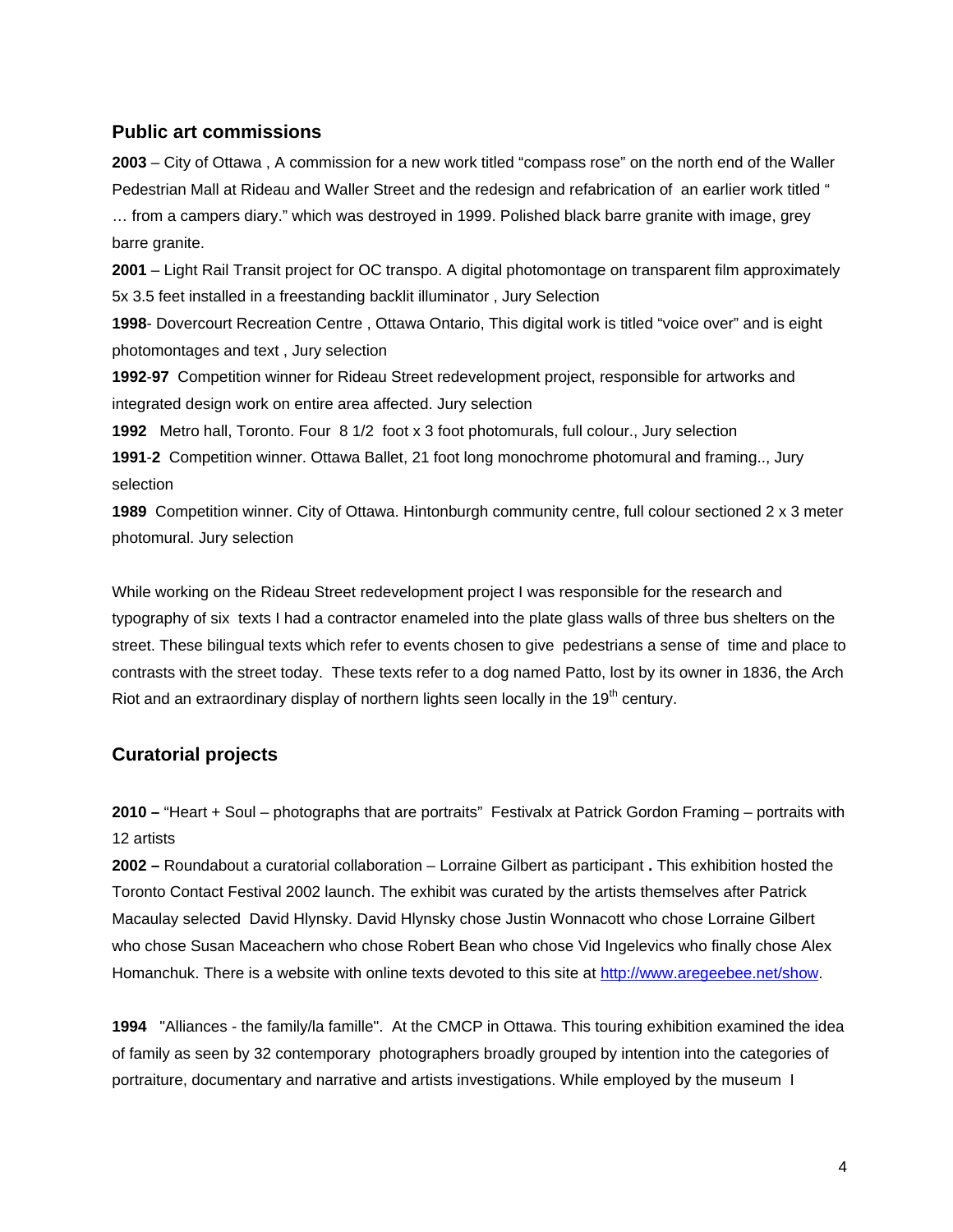## Public art commissions

**2003** – City of Ottawa , A commission for a new work titled "compass rose" on the north end of the Waller Pedestrian Mall at Rideau and Waller Street and the redesign and refabrication of an earlier work titled " … from a campers diary." which was destroyed in 1999. Polished black barre granite with image, grey barre granite.

**2001** – Light Rail Transit project for OC transpo. A digital photomontage on transparent film approximately 5x 3.5 feet installed in a freestanding backlit illuminator , Jury Selection

**1998**- Dovercourt Recreation Centre , Ottawa Ontario, This digital work is titled "voice over" and is eight photomontages and text , Jury selection

**1992**-**97** Competition winner for Rideau Street redevelopment project, responsible for artworks and integrated design work on entire area affected. Jury selection

**1992** Metro hall, Toronto. Four 8 1/2 foot x 3 foot photomurals, full colour., Jury selection

**1991**-**2** Competition winner. Ottawa Ballet, 21 foot long monochrome photomural and framing.., Jury selection

**1989** Competition winner. City of Ottawa. Hintonburgh community centre, full colour sectioned 2 x 3 meter photomural. Jury selection

While working on the Rideau Street redevelopment project I was responsible for the research and typography of six texts I had a contractor enameled into the plate glass walls of three bus shelters on the street. These bilingual texts which refer to events chosen to give pedestrians a sense of time and place to contrasts with the street today. These texts refer to a dog named Patto, lost by its owner in 1836, the Arch Riot and an extraordinary display of northern lights seen locally in the 19th century.

## Curatorial projects

**2010 –** "Heart + Soul – photographs that are portraits" Festivalx at Patrick Gordon Framing – portraits with 12 artists

**2002 –** Roundabout a curatorial collaboration – Lorraine Gilbert as participant **.** This exhibition hosted the Toronto Contact Festival 2002 launch. The exhibit was curated by the artists themselves after Patrick Macaulay selected David Hlynsky. David Hlynsky chose Justin Wonnacott who chose Lorraine Gilbert who chose Susan Maceachern who chose Robert Bean who chose Vid Ingelevics who finally chose Alex Homanchuk. There is a website with online texts devoted to this site at http://www.aregeebee.net/show.

**1994** "Alliances - the family/la famille". At the CMCP in Ottawa. This touring exhibition examined the idea of family as seen by 32 contemporary photographers broadly grouped by intention into the categories of portraiture, documentary and narrative and artists investigations. While employed by the museum I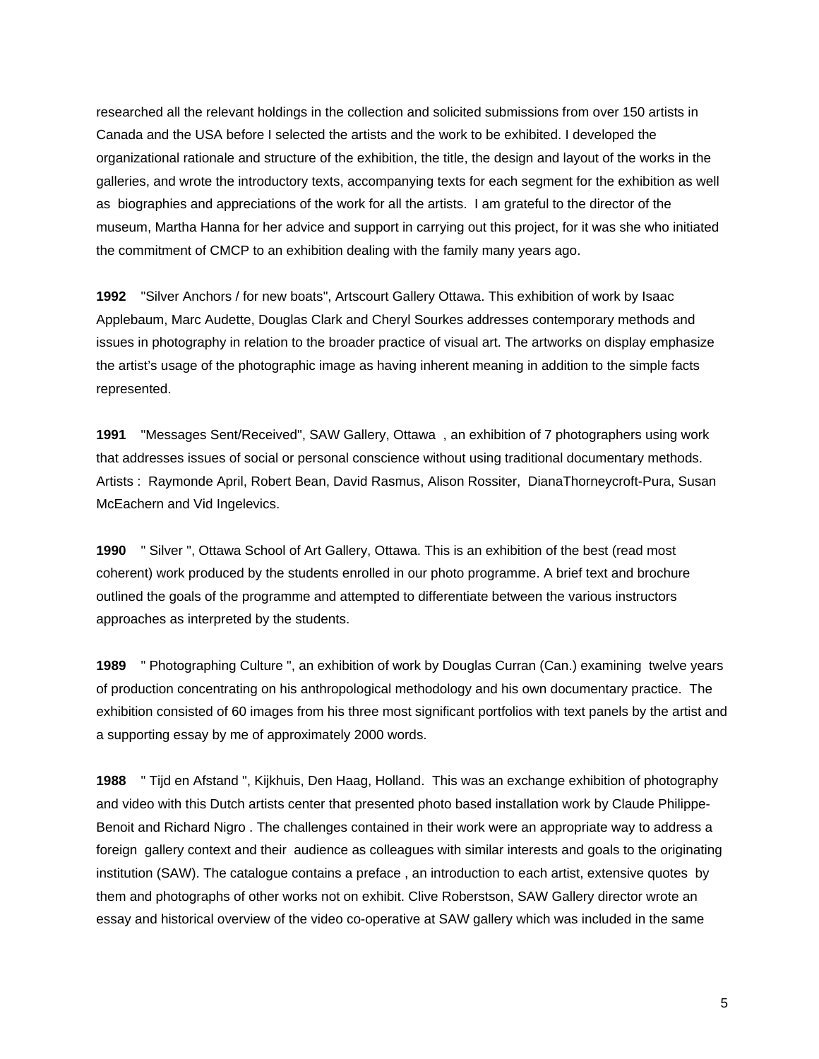researched all the relevant holdings in the collection and solicited submissions from over 150 artists in Canada and the USA before I selected the artists and the work to be exhibited. I developed the organizational rationale and structure of the exhibition, the title, the design and layout of the works in the galleries, and wrote the introductory texts, accompanying texts for each segment for the exhibition as well as biographies and appreciations of the work for all the artists. I am grateful to the director of the museum, Martha Hanna for her advice and support in carrying out this project, for it was she who initiated the commitment of CMCP to an exhibition dealing with the family many years ago.

**1992** "Silver Anchors / for new boats", Artscourt Gallery Ottawa. This exhibition of work by Isaac Applebaum, Marc Audette, Douglas Clark and Cheryl Sourkes addresses contemporary methods and issues in photography in relation to the broader practice of visual art. The artworks on display emphasize the artist's usage of the photographic image as having inherent meaning in addition to the simple facts represented.

**1991** "Messages Sent/Received", SAW Gallery, Ottawa , an exhibition of 7 photographers using work that addresses issues of social or personal conscience without using traditional documentary methods. Artists : Raymonde April, Robert Bean, David Rasmus, Alison Rossiter, DianaThorneycroft-Pura, Susan McEachern and Vid Ingelevics.

**1990** " Silver ", Ottawa School of Art Gallery, Ottawa. This is an exhibition of the best (read most coherent) work produced by the students enrolled in our photo programme. A brief text and brochure outlined the goals of the programme and attempted to differentiate between the various instructors approaches as interpreted by the students.

**1989** " Photographing Culture ", an exhibition of work by Douglas Curran (Can.) examining twelve years of production concentrating on his anthropological methodology and his own documentary practice. The exhibition consisted of 60 images from his three most significant portfolios with text panels by the artist and a supporting essay by me of approximately 2000 words.

**1988** " Tijd en Afstand ", Kijkhuis, Den Haag, Holland. This was an exchange exhibition of photography and video with this Dutch artists center that presented photo based installation work by Claude Philippe-Benoit and Richard Nigro . The challenges contained in their work were an appropriate way to address a foreign gallery context and their audience as colleagues with similar interests and goals to the originating institution (SAW). The catalogue contains a preface , an introduction to each artist, extensive quotes by them and photographs of other works not on exhibit. Clive Roberstson, SAW Gallery director wrote an essay and historical overview of the video co-operative at SAW gallery which was included in the same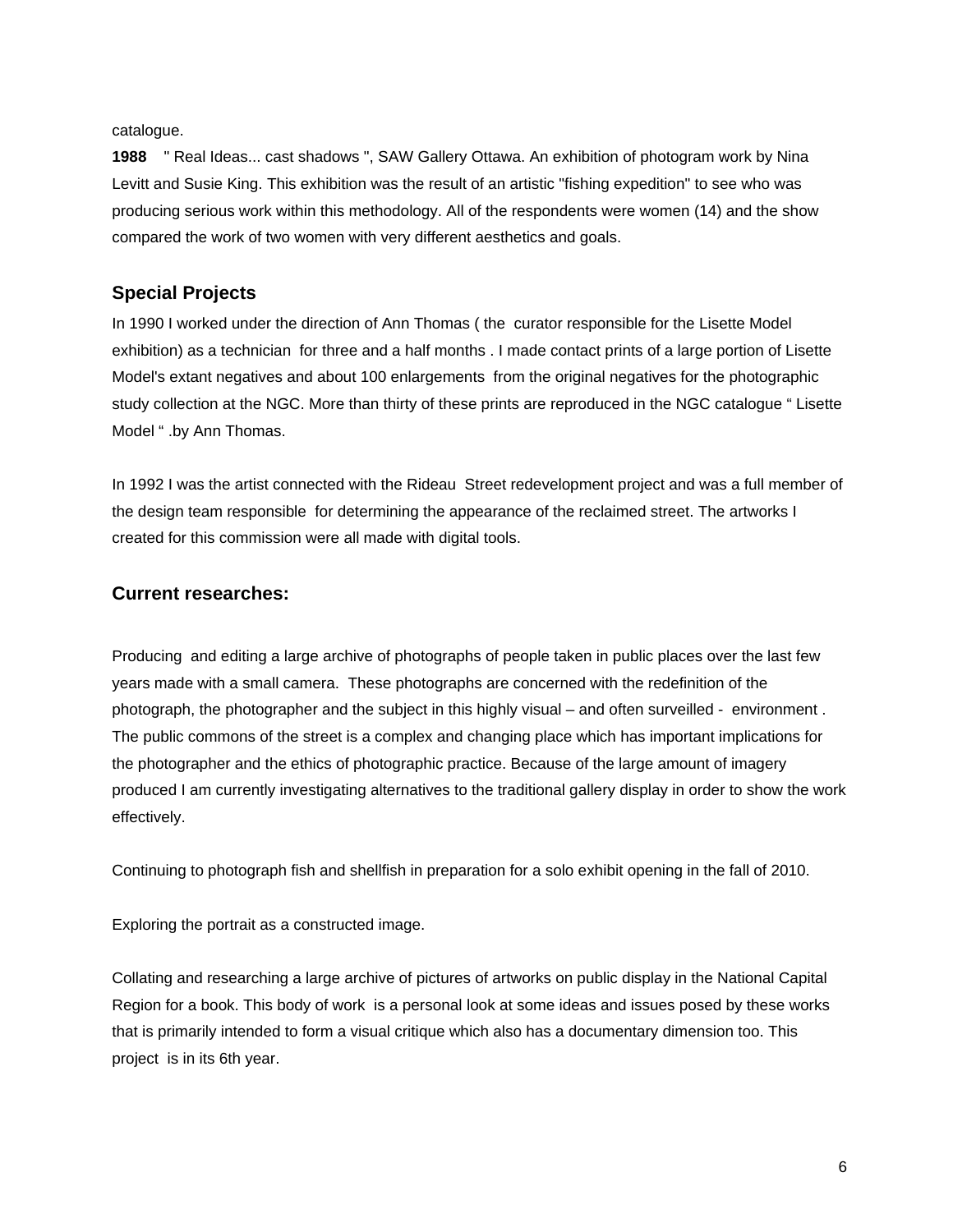catalogue.

**1988** " Real Ideas... cast shadows ", SAW Gallery Ottawa. An exhibition of photogram work by Nina Levitt and Susie King. This exhibition was the result of an artistic "fishing expedition" to see who was producing serious work within this methodology. All of the respondents were women (14) and the show compared the work of two women with very different aesthetics and goals.

## Special Projects

In 1990 I worked under the direction of Ann Thomas ( the curator responsible for the Lisette Model exhibition) as a technician for three and a half months . I made contact prints of a large portion of Lisette Model's extant negatives and about 100 enlargements from the original negatives for the photographic study collection at the NGC. More than thirty of these prints are reproduced in the NGC catalogue " Lisette Model " .by Ann Thomas.

In 1992 I was the artist connected with the Rideau Street redevelopment project and was a full member of the design team responsible for determining the appearance of the reclaimed street. The artworks I created for this commission were all made with digital tools.

## Current researches:

Producing and editing a large archive of photographs of people taken in public places over the last few years made with a small camera. These photographs are concerned with the redefinition of the photograph, the photographer and the subject in this highly visual – and often surveilled - environment . The public commons of the street is a complex and changing place which has important implications for the photographer and the ethics of photographic practice. Because of the large amount of imagery produced I am currently investigating alternatives to the traditional gallery display in order to show the work effectively.

Continuing to photograph fish and shellfish in preparation for a solo exhibit opening in the fall of 2010.

Exploring the portrait as a constructed image.

Collating and researching a large archive of pictures of artworks on public display in the National Capital Region for a book. This body of work is a personal look at some ideas and issues posed by these works that is primarily intended to form a visual critique which also has a documentary dimension too. This project is in its 6th year.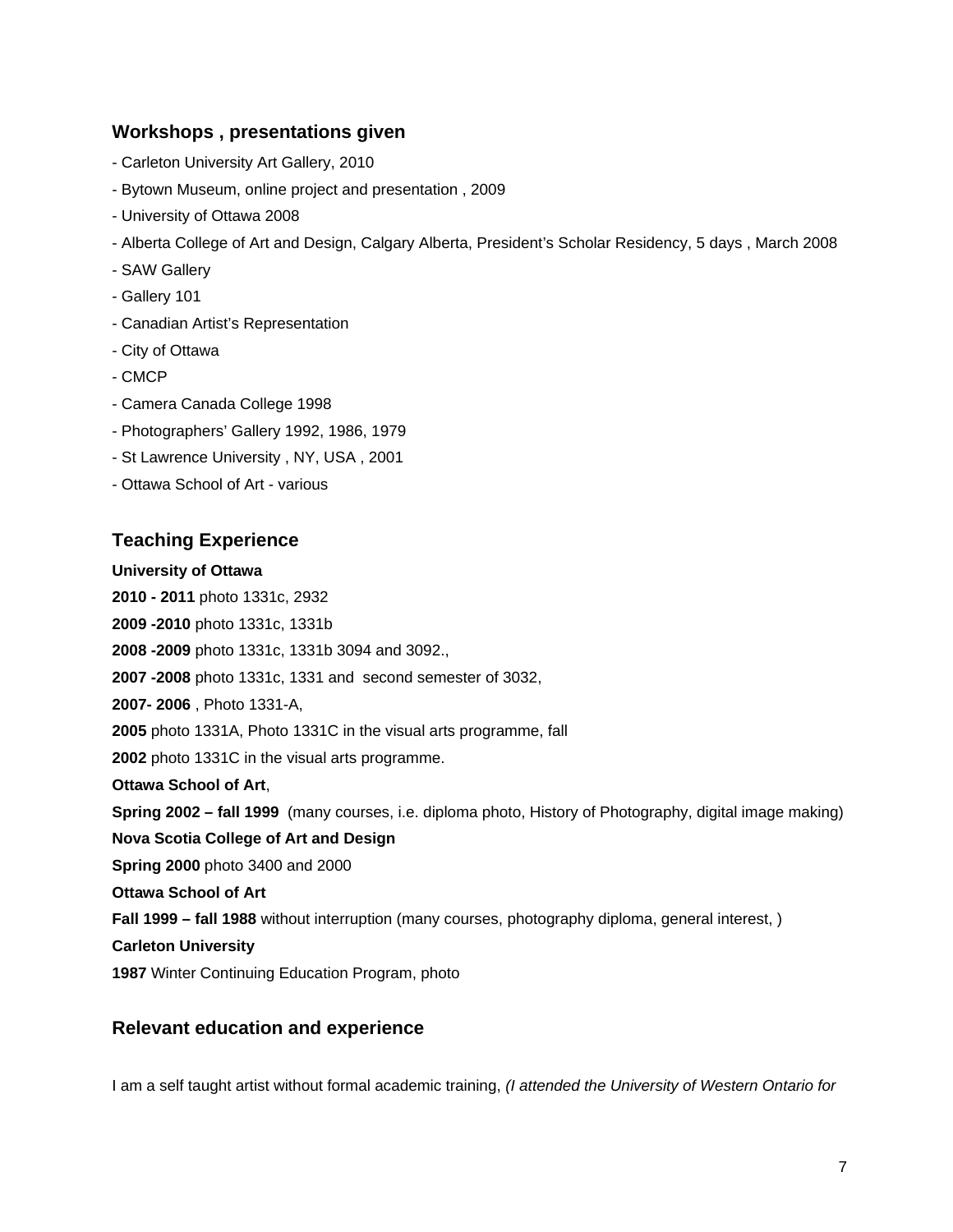## Workshops , presentations given

- Carleton University Art Gallery, 2010
- Bytown Museum, online project and presentation , 2009
- University of Ottawa 2008
- Alberta College of Art and Design, Calgary Alberta, President's Scholar Residency, 5 days , March 2008
- SAW Gallery
- Gallery 101
- Canadian Artist's Representation
- City of Ottawa
- CMCP
- Camera Canada College 1998
- Photographers' Gallery 1992, 1986, 1979
- St Lawrence University , NY, USA , 2001
- Ottawa School of Art - various

## Teaching Experience

**University of Ottawa**

**2010 - 2011** photo 1331c, 2932

**2009 -2010** photo 1331c, 1331b

**2008 -2009** photo 1331c, 1331b 3094 and 3092.,

**2007 -2008** photo 1331c, 1331 and second semester of 3032,

**2007- 2006** , Photo 1331-A,

**2005** photo 1331A, Photo 1331C in the visual arts programme, fall

**2002** photo 1331C in the visual arts programme.

**Ottawa School of Art**,

**Spring 2002 – fall 1999** (many courses, i.e. diploma photo, History of Photography, digital image making)

**Nova Scotia College of Art and Design**

**Spring 2000** photo 3400 and 2000

**Ottawa School of Art**

**Fall 1999 – fall 1988** without interruption (many courses, photography diploma, general interest, )

**Carleton University**

**1987** Winter Continuing Education Program, photo

## Relevant education and experience

I am a self taught artist without formal academic training, *(I attended the University of Western Ontario for*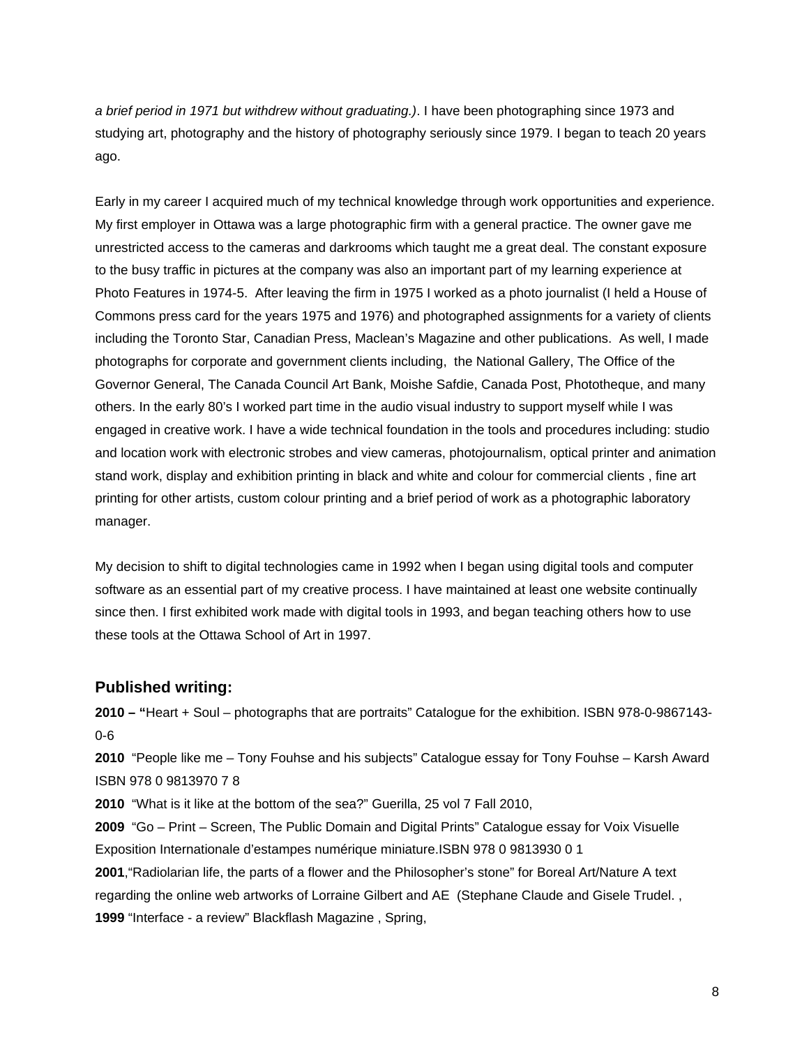*a brief period in 1971 but withdrew without graduating.)*. I have been photographing since 1973 and studying art, photography and the history of photography seriously since 1979. I began to teach 20 years ago.

Early in my career I acquired much of my technical knowledge through work opportunities and experience. My first employer in Ottawa was a large photographic firm with a general practice. The owner gave me unrestricted access to the cameras and darkrooms which taught me a great deal. The constant exposure to the busy traffic in pictures at the company was also an important part of my learning experience at Photo Features in 1974-5. After leaving the firm in 1975 I worked as a photo journalist (I held a House of Commons press card for the years 1975 and 1976) and photographed assignments for a variety of clients including the Toronto Star, Canadian Press, Maclean's Magazine and other publications. As well, I made photographs for corporate and government clients including, the National Gallery, The Office of the Governor General, The Canada Council Art Bank, Moishe Safdie, Canada Post, Phototheque, and many others. In the early 80's I worked part time in the audio visual industry to support myself while I was engaged in creative work. I have a wide technical foundation in the tools and procedures including: studio and location work with electronic strobes and view cameras, photojournalism, optical printer and animation stand work, display and exhibition printing in black and white and colour for commercial clients , fine art printing for other artists, custom colour printing and a brief period of work as a photographic laboratory manager.

My decision to shift to digital technologies came in 1992 when I began using digital tools and computer software as an essential part of my creative process. I have maintained at least one website continually since then. I first exhibited work made with digital tools in 1993, and began teaching others how to use these tools at the Ottawa School of Art in 1997.

### Published writing:

**2010 – "**Heart + Soul – photographs that are portraits" Catalogue for the exhibition. ISBN 978-0-9867143-0-6

**2010** "People like me – Tony Fouhse and his subjects" Catalogue essay for Tony Fouhse – Karsh Award ISBN 978 0 9813970 7 8

**2010** "What is it like at the bottom of the sea?" Guerilla, 25 vol 7 Fall 2010,

**2009** "Go – Print – Screen, The Public Domain and Digital Prints" Catalogue essay for Voix Visuelle Exposition Internationale d'estampes numérique miniature.ISBN 978 0 9813930 0 1

**2001**,"Radiolarian life, the parts of a flower and the Philosopher's stone" for Boreal Art/Nature A text regarding the online web artworks of Lorraine Gilbert and AE (Stephane Claude and Gisele Trudel. ,

**1999** "Interface - a review" Blackflash Magazine , Spring,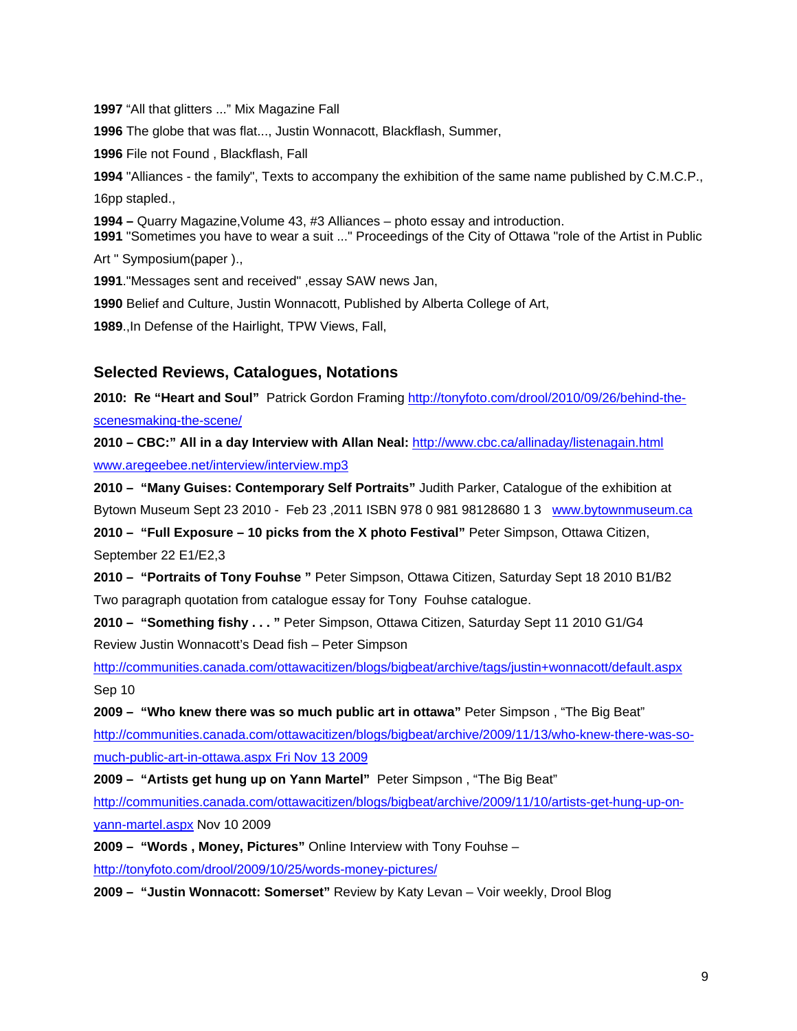**1997** "All that glitters ..." Mix Magazine Fall

**1996** The globe that was flat..., Justin Wonnacott, Blackflash, Summer,

**1996** File not Found , Blackflash, Fall

**1994** "Alliances - the family", Texts to accompany the exhibition of the same name published by C.M.C.P., 16pp stapled.,

**1994 –** Quarry Magazine,Volume 43, #3 Alliances – photo essay and introduction.

**1991** "Sometimes you have to wear a suit ..." Proceedings of the City of Ottawa "role of the Artist in Public Art " Symposium(paper ).,

**1991**."Messages sent and received" ,essay SAW news Jan,

**1990** Belief and Culture, Justin Wonnacott, Published by Alberta College of Art,

**1989**.,In Defense of the Hairlight, TPW Views, Fall,

## Selected Reviews, Catalogues, Notations

**2010: Re "Heart and Soul"** Patrick Gordon Framing http://tonyfoto.com/drool/2010/09/26/behind-the-scenesmaking-the-scene/

**2010 – CBC:" All in a day Interview with Allan Neal:** http://www.cbc.ca/allinaday/listenagain.html www.aregeebee.net/interview/interview.mp3

**2010 – "Many Guises: Contemporary Self Portraits"** Judith Parker, Catalogue of the exhibition at Bytown Museum Sept 23 2010 - Feb 23 ,2011 ISBN 978 0 981 98128680 1 3 www.bytownmuseum.ca

**2010 – "Full Exposure – 10 picks from the X photo Festival"** Peter Simpson, Ottawa Citizen, September 22 E1/E2,3

**2010 – "Portraits of Tony Fouhse "** Peter Simpson, Ottawa Citizen, Saturday Sept 18 2010 B1/B2 Two paragraph quotation from catalogue essay for Tony Fouhse catalogue.

**2010 – "Something fishy . . . "** Peter Simpson, Ottawa Citizen, Saturday Sept 11 2010 G1/G4 Review Justin Wonnacott's Dead fish – Peter Simpson

http://communities.canada.com/ottawacitizen/blogs/bigbeat/archive/tags/justin+wonnacott/default.aspx Sep 10

**2009 – "Who knew there was so much public art in ottawa"** Peter Simpson , "The Big Beat" http://communities.canada.com/ottawacitizen/blogs/bigbeat/archive/2009/11/13/who-knew-there-was-so-much-public-art-in-ottawa.aspx Fri Nov 13 2009

**2009 – "Artists get hung up on Yann Martel"** Peter Simpson , "The Big Beat" http://communities.canada.com/ottawacitizen/blogs/bigbeat/archive/2009/11/10/artists-get-hung-up-on-yann-martel.aspx Nov 10 2009

**2009 – "Words , Money, Pictures"** Online Interview with Tony Fouhse – http://tonyfoto.com/drool/2009/10/25/words-money-pictures/

**2009 – "Justin Wonnacott: Somerset"** Review by Katy Levan – Voir weekly, Drool Blog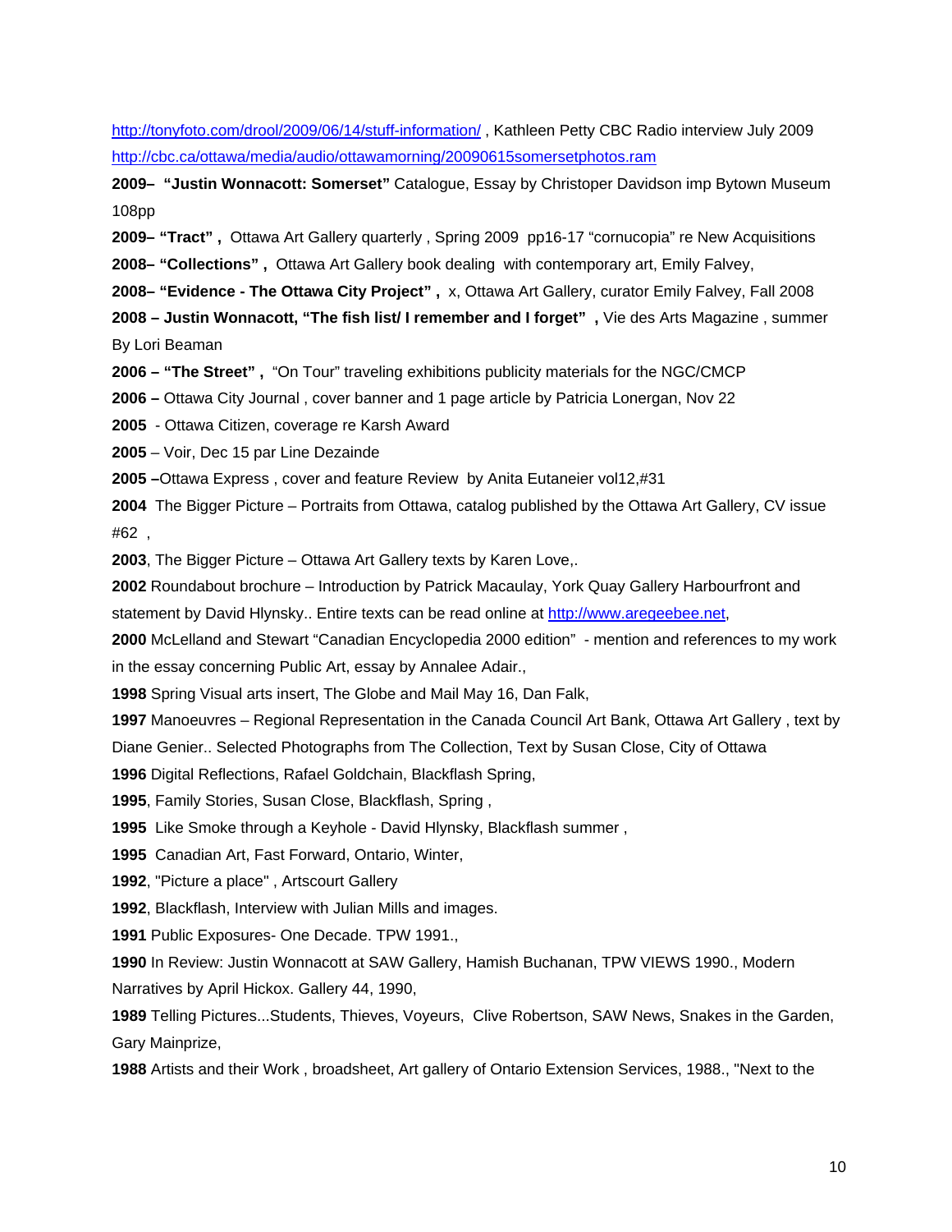http://tonyfoto.com/drool/2009/06/14/stuff-information/ , Kathleen Petty CBC Radio interview July 2009 http://cbc.ca/ottawa/media/audio/ottawamorning/20090615somersetphotos.ram

**2009– "Justin Wonnacott: Somerset"** Catalogue, Essay by Christoper Davidson imp Bytown Museum 108pp

**2009– "Tract" ,** Ottawa Art Gallery quarterly , Spring 2009 pp16-17 "cornucopia" re New Acquisitions

**2008– "Collections" ,** Ottawa Art Gallery book dealing with contemporary art, Emily Falvey,

**2008– "Evidence - The Ottawa City Project" ,** x, Ottawa Art Gallery, curator Emily Falvey, Fall 2008

**2008 – Justin Wonnacott, "The fish list/ I remember and I forget" ,** Vie des Arts Magazine , summer By Lori Beaman

**2006 – "The Street" ,** "On Tour" traveling exhibitions publicity materials for the NGC/CMCP

**2006 –** Ottawa City Journal , cover banner and 1 page article by Patricia Lonergan, Nov 22

**2005** - Ottawa Citizen, coverage re Karsh Award

**2005** – Voir, Dec 15 par Line Dezainde

**2005 –**Ottawa Express , cover and feature Review by Anita Eutaneier vol12,#31

**2004** The Bigger Picture – Portraits from Ottawa, catalog published by the Ottawa Art Gallery, CV issue #62 ,

**2003**, The Bigger Picture – Ottawa Art Gallery texts by Karen Love,.

**2002** Roundabout brochure – Introduction by Patrick Macaulay, York Quay Gallery Harbourfront and statement by David Hlynsky.. Entire texts can be read online at http://www.aregeebee.net,

**2000** McLelland and Stewart "Canadian Encyclopedia 2000 edition" - mention and references to my work in the essay concerning Public Art, essay by Annalee Adair.,

**1998** Spring Visual arts insert, The Globe and Mail May 16, Dan Falk,

**1997** Manoeuvres – Regional Representation in the Canada Council Art Bank, Ottawa Art Gallery , text by Diane Genier.. Selected Photographs from The Collection, Text by Susan Close, City of Ottawa

**1996** Digital Reflections, Rafael Goldchain, Blackflash Spring,

**1995**, Family Stories, Susan Close, Blackflash, Spring ,

**1995** Like Smoke through a Keyhole - David Hlynsky, Blackflash summer ,

**1995** Canadian Art, Fast Forward, Ontario, Winter,

**1992**, "Picture a place" , Artscourt Gallery

**1992**, Blackflash, Interview with Julian Mills and images.

**1991** Public Exposures- One Decade. TPW 1991.,

**1990** In Review: Justin Wonnacott at SAW Gallery, Hamish Buchanan, TPW VIEWS 1990., Modern Narratives by April Hickox. Gallery 44, 1990,

**1989** Telling Pictures...Students, Thieves, Voyeurs, Clive Robertson, SAW News, Snakes in the Garden, Gary Mainprize,

**1988** Artists and their Work , broadsheet, Art gallery of Ontario Extension Services, 1988., "Next to the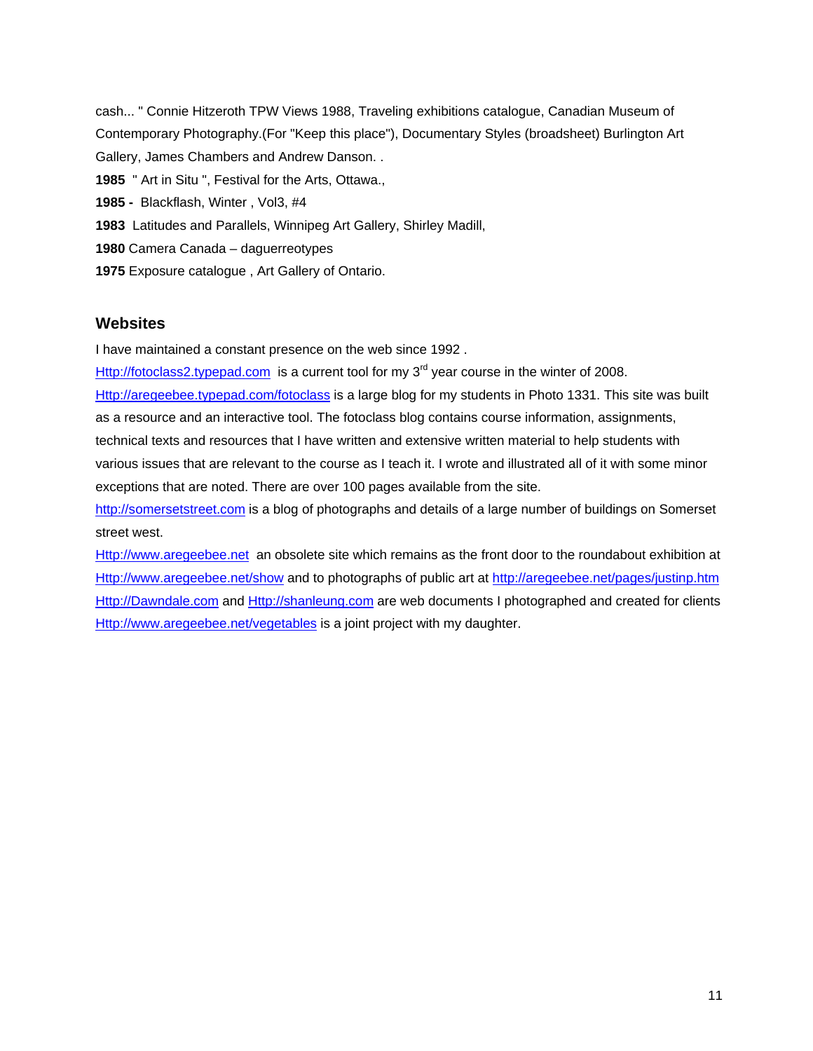cash... " Connie Hitzeroth TPW Views 1988, Traveling exhibitions catalogue, Canadian Museum of Contemporary Photography.(For "Keep this place"), Documentary Styles (broadsheet) Burlington Art Gallery, James Chambers and Andrew Danson. .

**1985** " Art in Situ ", Festival for the Arts, Ottawa.,

**1985 -** Blackflash, Winter , Vol3, #4

**1983** Latitudes and Parallels, Winnipeg Art Gallery, Shirley Madill,

**1980** Camera Canada – daguerreotypes

**1975** Exposure catalogue , Art Gallery of Ontario.

## Websites

I have maintained a constant presence on the web since 1992 .

[Http://fotoclass2.typepad.com](Http://fotoclass2.typepad.com) is a current tool for my 3rd year course in the winter of 2008.

[Http://aregeebee.typepad.com/fotoclass](Http://aregeebee.typepad.com/fotoclass) is a large blog for my students in Photo 1331. This site was built as a resource and an interactive tool. The fotoclass blog contains course information, assignments, technical texts and resources that I have written and extensive written material to help students with various issues that are relevant to the course as I teach it. I wrote and illustrated all of it with some minor exceptions that are noted. There are over 100 pages available from the site.

[http://somersetstreet.com](http://somersetstreet.com) is a blog of photographs and details of a large number of buildings on Somerset street west.

[Http://www.aregeebee.net](Http://www.aregeebee.net) an obsolete site which remains as the front door to the roundabout exhibition at [Http://www.aregeebee.net/show](Http://www.aregeebee.net/show) and to photographs of public art at [http://aregeebee.net/pages/justinp.htm](http://aregeebee.net/pages/justinp.htm)

[Http://Dawndale.com](Http://Dawndale.com) and [Http://shanleung.com](Http://shanleung.com) are web documents I photographed and created for clients

[Http://www.aregeebee.net/vegetables](Http://www.aregeebee.net/vegetables) is a joint project with my daughter.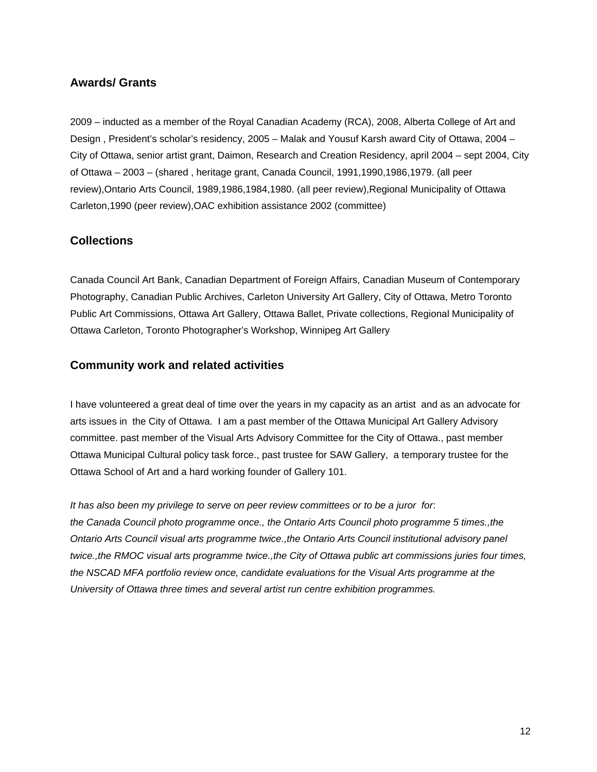## Awards/ Grants

2009 – inducted as a member of the Royal Canadian Academy (RCA), 2008, Alberta College of Art and Design , President's scholar's residency, 2005 – Malak and Yousuf Karsh award City of Ottawa, 2004 – City of Ottawa, senior artist grant, Daimon, Research and Creation Residency, april 2004 – sept 2004, City of Ottawa – 2003 – (shared , heritage grant, Canada Council, 1991,1990,1986,1979. (all peer review),Ontario Arts Council, 1989,1986,1984,1980. (all peer review),Regional Municipality of Ottawa Carleton,1990 (peer review),OAC exhibition assistance 2002 (committee)

## Collections

Canada Council Art Bank, Canadian Department of Foreign Affairs, Canadian Museum of Contemporary Photography, Canadian Public Archives, Carleton University Art Gallery, City of Ottawa, Metro Toronto Public Art Commissions, Ottawa Art Gallery, Ottawa Ballet, Private collections, Regional Municipality of Ottawa Carleton, Toronto Photographer's Workshop, Winnipeg Art Gallery

## Community work and related activities

I have volunteered a great deal of time over the years in my capacity as an artist and as an advocate for arts issues in the City of Ottawa. I am a past member of the Ottawa Municipal Art Gallery Advisory committee. past member of the Visual Arts Advisory Committee for the City of Ottawa., past member Ottawa Municipal Cultural policy task force., past trustee for SAW Gallery, a temporary trustee for the Ottawa School of Art and a hard working founder of Gallery 101.

*It has also been my privilege to serve on peer review committees or to be a juror for*:
*the Canada Council photo programme once., the Ontario Arts Council photo programme 5 times.,the Ontario Arts Council visual arts programme twice.,the Ontario Arts Council institutional advisory panel twice.,the RMOC visual arts programme twice.,the City of Ottawa public art commissions juries four times, the NSCAD MFA portfolio review once, candidate evaluations for the Visual Arts programme at the University of Ottawa three times and several artist run centre exhibition programmes.*